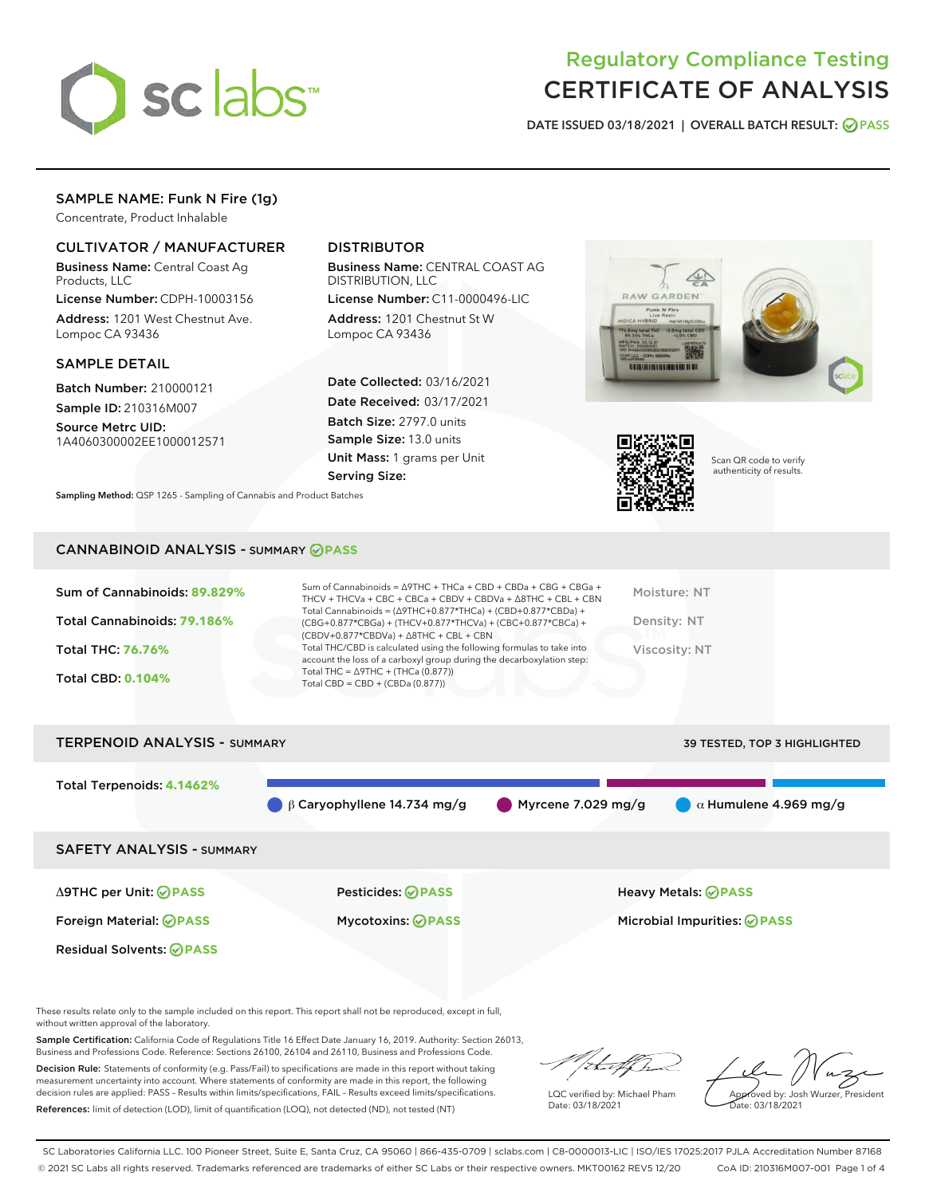# Regulatory Compliance Testing
# CERTIFICATE OF ANALYSIS

DATE ISSUED 03/18/2021 | OVERALL BATCH RESULT: PASS

## SAMPLE NAME: Funk N Fire (1g)

Concentrate, Product Inhalable

### CULTIVATOR / MANUFACTURER

**Business Name:** Central Coast Ag Products, LLC

**License Number:** CDPH-10003156

**Address:** 1201 West Chestnut Ave. Lompoc CA 93436

### DISTRIBUTOR

**Business Name:** CENTRAL COAST AG DISTRIBUTION, LLC

**License Number:** C11-0000496-LIC

**Address:** 1201 Chestnut St W Lompoc CA 93436

### SAMPLE DETAIL

**Batch Number:** 210000121

**Sample ID:** 210316M007

**Source Metrc UID:** 1A4060300002EE1000012571

**Date Collected:** 03/16/2021

**Date Received:** 03/17/2021

**Batch Size:** 2797.0 units

**Sample Size:** 13.0 units

**Unit Mass:** 1 grams per Unit

**Serving Size:**

Scan QR code to verify authenticity of results.

**Sampling Method:** QSP 1265 - Sampling of Cannabis and Product Batches

## CANNABINOID ANALYSIS - SUMMARY PASS

Sum of Cannabinoids: **89.829%**

Total Cannabinoids: **79.186%**

Total THC: **76.76%**

Total CBD: **0.104%**

Sum of Cannabinoids = Δ9THC + THCa + CBD + CBDa + CBG + CBGa + THCV + THCVa + CBC + CBCa + CBDV + CBDVa + Δ8THC + CBL + CBN

Total Cannabinoids = (Δ9THC+0.877*THCa) + (CBD+0.877*CBDa) + (CBG+0.877*CBGa) + (THCV+0.877*THCVa) + (CBC+0.877*CBCa) + (CBDV+0.877*CBDVa) + Δ8THC + CBL + CBN

Total THC/CBD is calculated using the following formulas to take into account the loss of a carboxyl group during the decarboxylation step:
Total THC = Δ9THC + (THCa (0.877))
Total CBD = CBD + (CBDa (0.877))

Moisture: NT

Density: NT

Viscosity: NT

## TERPENOID ANALYSIS - SUMMARY

39 TESTED, TOP 3 HIGHLIGHTED

Total Terpenoids: **4.1462%**

β Caryophyllene 14.734 mg/g | Myrcene 7.029 mg/g | α Humulene 4.969 mg/g

## SAFETY ANALYSIS - SUMMARY

| | | |
|---|---|---|
| Δ9THC per Unit: PASS | Pesticides: PASS | Heavy Metals: PASS |
| Foreign Material: PASS | Mycotoxins: PASS | Microbial Impurities: PASS |
| Residual Solvents: PASS | | |

These results relate only to the sample included on this report. This report shall not be reproduced, except in full, without written approval of the laboratory.

**Sample Certification:** California Code of Regulations Title 16 Effect Date January 16, 2019. Authority: Section 26013, Business and Professions Code. Reference: Sections 26100, 26104 and 26110, Business and Professions Code.

**Decision Rule:** Statements of conformity (e.g. Pass/Fail) to specifications are made in this report without taking measurement uncertainty into account. Where statements of conformity are made in this report, the following decision rules are applied: PASS - Results within limits/specifications, FAIL - Results exceed limits/specifications.

**References:** limit of detection (LOD), limit of quantification (LOQ), not detected (ND), not tested (NT)

LQC verified by: Michael Pham
Date: 03/18/2021

Approved by: Josh Wurzer, President
Date: 03/18/2021

SC Laboratories California LLC. 100 Pioneer Street, Suite E, Santa Cruz, CA 95060 | 866-435-0709 | sclabs.com | C8-0000013-LIC | ISO/IES 17025:2017 PJLA Accreditation Number 87168
© 2021 SC Labs all rights reserved. Trademarks referenced are trademarks of either SC Labs or their respective owners. MKT00162 REV5 12/20 CoA ID: 210316M007-001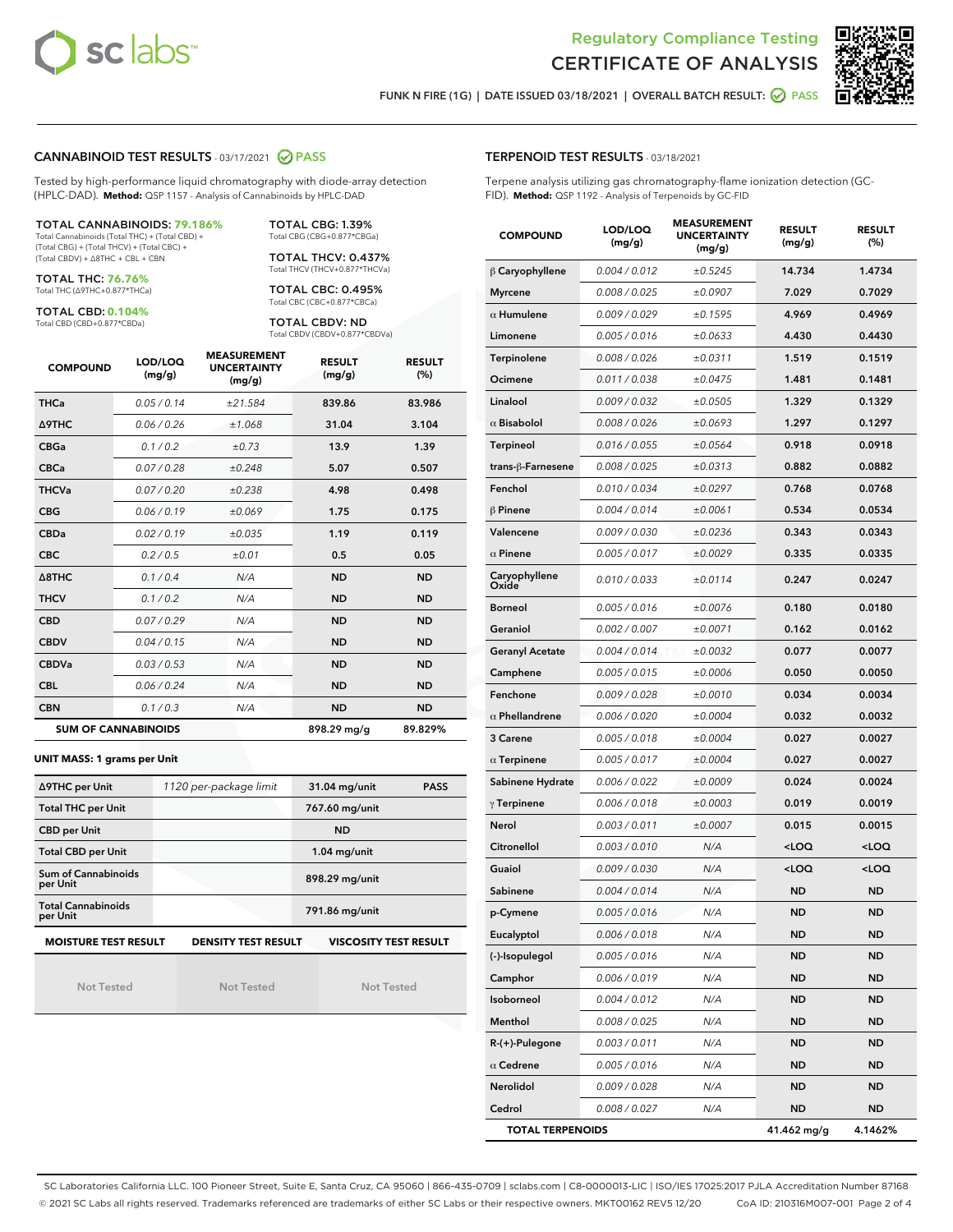Regulatory Compliance Testing
# CERTIFICATE OF ANALYSIS

FUNK N FIRE (1G) | DATE ISSUED 03/18/2021 | OVERALL BATCH RESULT: PASS

## CANNABINOID TEST RESULTS - 03/17/2021 PASS

Tested by high-performance liquid chromatography with diode-array detection (HPLC-DAD). **Method:** QSP 1157 - Analysis of Cannabinoids by HPLC-DAD

**TOTAL CANNABINOIDS: 79.186%**
Total Cannabinoids (Total THC) + (Total CBD) + (Total CBG) + (Total THCV) + (Total CBC) + (Total CBDV) + Δ8THC + CBL + CBN

**TOTAL THC: 76.76%**
Total THC (Δ9THC+0.877*THCa)

**TOTAL CBD: 0.104%**
Total CBD (CBD+0.877*CBDa)

**TOTAL CBG: 1.39%**
Total CBG (CBG+0.877*CBGa)

**TOTAL THCV: 0.437%**
Total THCV (THCV+0.877*THCVa)

**TOTAL CBC: 0.495%**
Total CBC (CBC+0.877*CBCa)

**TOTAL CBDV: ND**
Total CBDV (CBDV+0.877*CBDVa)

| COMPOUND | LOD/LOQ (mg/g) | MEASUREMENT UNCERTAINTY (mg/g) | RESULT (mg/g) | RESULT (%) |
|---|---|---|---|---|
| THCa | 0.05 / 0.14 | ±21.584 | 839.86 | 83.986 |
| Δ9THC | 0.06 / 0.26 | ±1.068 | 31.04 | 3.104 |
| CBGa | 0.1 / 0.2 | ±0.73 | 13.9 | 1.39 |
| CBCa | 0.07 / 0.28 | ±0.248 | 5.07 | 0.507 |
| THCVa | 0.07 / 0.20 | ±0.238 | 4.98 | 0.498 |
| CBG | 0.06 / 0.19 | ±0.069 | 1.75 | 0.175 |
| CBDa | 0.02 / 0.19 | ±0.035 | 1.19 | 0.119 |
| CBC | 0.2 / 0.5 | ±0.01 | 0.5 | 0.05 |
| Δ8THC | 0.1 / 0.4 | N/A | ND | ND |
| THCV | 0.1 / 0.2 | N/A | ND | ND |
| CBD | 0.07 / 0.29 | N/A | ND | ND |
| CBDV | 0.04 / 0.15 | N/A | ND | ND |
| CBDVa | 0.03 / 0.53 | N/A | ND | ND |
| CBL | 0.06 / 0.24 | N/A | ND | ND |
| CBN | 0.1 / 0.3 | N/A | ND | ND |
| **SUM OF CANNABINOIDS** | | | **898.29 mg/g** | **89.829%** |

**UNIT MASS: 1 grams per Unit**

| | | | |
|---|---|---|---|
| Δ9THC per Unit | 1120 per-package limit | 31.04 mg/unit | PASS |
| Total THC per Unit | | 767.60 mg/unit | |
| CBD per Unit | | ND | |
| Total CBD per Unit | | 1.04 mg/unit | |
| Sum of Cannabinoids per Unit | | 898.29 mg/unit | |
| Total Cannabinoids per Unit | | 791.86 mg/unit | |

| MOISTURE TEST RESULT | DENSITY TEST RESULT | VISCOSITY TEST RESULT |
|---|---|---|
| Not Tested | Not Tested | Not Tested |

## TERPENOID TEST RESULTS - 03/18/2021

Terpene analysis utilizing gas chromatography-flame ionization detection (GC-FID). **Method:** QSP 1192 - Analysis of Terpenoids by GC-FID

| COMPOUND | LOD/LOQ (mg/g) | MEASUREMENT UNCERTAINTY (mg/g) | RESULT (mg/g) | RESULT (%) |
|---|---|---|---|---|
| β Caryophyllene | 0.004 / 0.012 | ±0.5245 | 14.734 | 1.4734 |
| Myrcene | 0.008 / 0.025 | ±0.0907 | 7.029 | 0.7029 |
| α Humulene | 0.009 / 0.029 | ±0.1595 | 4.969 | 0.4969 |
| Limonene | 0.005 / 0.016 | ±0.0633 | 4.430 | 0.4430 |
| Terpinolene | 0.008 / 0.026 | ±0.0311 | 1.519 | 0.1519 |
| Ocimene | 0.011 / 0.038 | ±0.0475 | 1.481 | 0.1481 |
| Linalool | 0.009 / 0.032 | ±0.0505 | 1.329 | 0.1329 |
| α Bisabolol | 0.008 / 0.026 | ±0.0693 | 1.297 | 0.1297 |
| Terpineol | 0.016 / 0.055 | ±0.0564 | 0.918 | 0.0918 |
| trans-β-Farnesene | 0.008 / 0.025 | ±0.0313 | 0.882 | 0.0882 |
| Fenchol | 0.010 / 0.034 | ±0.0297 | 0.768 | 0.0768 |
| β Pinene | 0.004 / 0.014 | ±0.0061 | 0.534 | 0.0534 |
| Valencene | 0.009 / 0.030 | ±0.0236 | 0.343 | 0.0343 |
| α Pinene | 0.005 / 0.017 | ±0.0029 | 0.335 | 0.0335 |
| Caryophyllene Oxide | 0.010 / 0.033 | ±0.0114 | 0.247 | 0.0247 |
| Borneol | 0.005 / 0.016 | ±0.0076 | 0.180 | 0.0180 |
| Geraniol | 0.002 / 0.007 | ±0.0071 | 0.162 | 0.0162 |
| Geranyl Acetate | 0.004 / 0.014 | ±0.0032 | 0.077 | 0.0077 |
| Camphene | 0.005 / 0.015 | ±0.0006 | 0.050 | 0.0050 |
| Fenchone | 0.009 / 0.028 | ±0.0010 | 0.034 | 0.0034 |
| α Phellandrene | 0.006 / 0.020 | ±0.0004 | 0.032 | 0.0032 |
| 3 Carene | 0.005 / 0.018 | ±0.0004 | 0.027 | 0.0027 |
| α Terpinene | 0.005 / 0.017 | ±0.0004 | 0.027 | 0.0027 |
| Sabinene Hydrate | 0.006 / 0.022 | ±0.0009 | 0.024 | 0.0024 |
| γ Terpinene | 0.006 / 0.018 | ±0.0003 | 0.019 | 0.0019 |
| Nerol | 0.003 / 0.011 | ±0.0007 | 0.015 | 0.0015 |
| Citronellol | 0.003 / 0.010 | N/A | <LOQ | <LOQ |
| Guaiol | 0.009 / 0.030 | N/A | <LOQ | <LOQ |
| Sabinene | 0.004 / 0.014 | N/A | ND | ND |
| p-Cymene | 0.005 / 0.016 | N/A | ND | ND |
| Eucalyptol | 0.006 / 0.018 | N/A | ND | ND |
| (-)-Isopulegol | 0.005 / 0.016 | N/A | ND | ND |
| Camphor | 0.006 / 0.019 | N/A | ND | ND |
| Isoborneol | 0.004 / 0.012 | N/A | ND | ND |
| Menthol | 0.008 / 0.025 | N/A | ND | ND |
| R-(+)-Pulegone | 0.003 / 0.011 | N/A | ND | ND |
| α Cedrene | 0.005 / 0.016 | N/A | ND | ND |
| Nerolidol | 0.009 / 0.028 | N/A | ND | ND |
| Cedrol | 0.008 / 0.027 | N/A | ND | ND |
| **TOTAL TERPENOIDS** | | | **41.462 mg/g** | **4.1462%** |

SC Laboratories California LLC. 100 Pioneer Street, Suite E, Santa Cruz, CA 95060 | 866-435-0709 | sclabs.com | C8-0000013-LIC | ISO/IES 17025:2017 PJLA Accreditation Number 87168
© 2021 SC Labs all rights reserved. Trademarks referenced are trademarks of either SC Labs or their respective owners. MKT00162 REV5 12/20 CoA ID: 210316M007-001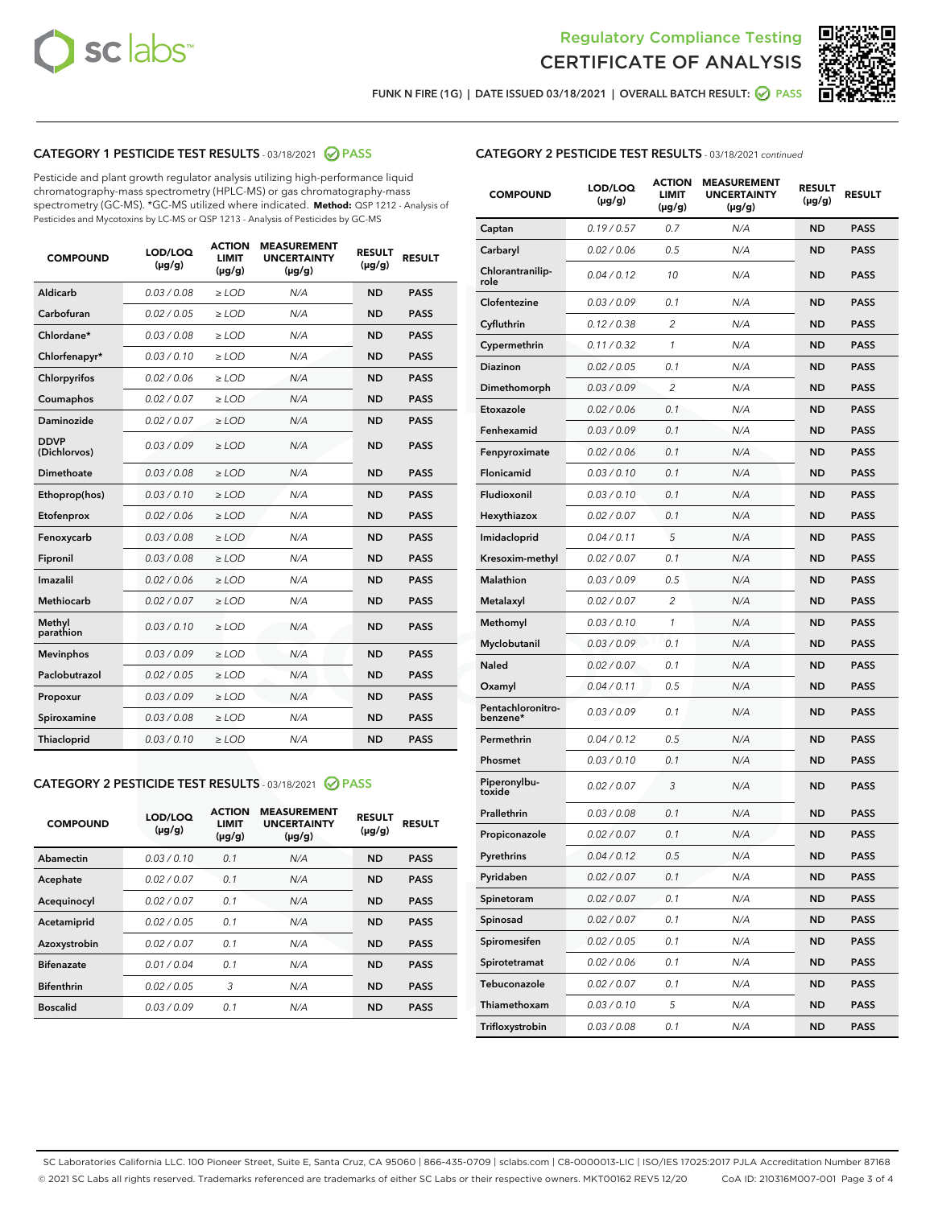Regulatory Compliance Testing
CERTIFICATE OF ANALYSIS

FUNK N FIRE (1G) | DATE ISSUED 03/18/2021 | OVERALL BATCH RESULT: PASS

## CATEGORY 1 PESTICIDE TEST RESULTS - 03/18/2021 PASS

Pesticide and plant growth regulator analysis utilizing high-performance liquid chromatography-mass spectrometry (HPLC-MS) or gas chromatography-mass spectrometry (GC-MS). *GC-MS utilized where indicated. **Method:** QSP 1212 - Analysis of Pesticides and Mycotoxins by LC-MS or QSP 1213 - Analysis of Pesticides by GC-MS

| COMPOUND | LOD/LOQ (µg/g) | ACTION LIMIT (µg/g) | MEASUREMENT UNCERTAINTY (µg/g) | RESULT (µg/g) | RESULT |
|---|---|---|---|---|---|
| Aldicarb | 0.03 / 0.08 | ≥ LOD | N/A | ND | PASS |
| Carbofuran | 0.02 / 0.05 | ≥ LOD | N/A | ND | PASS |
| Chlordane* | 0.03 / 0.08 | ≥ LOD | N/A | ND | PASS |
| Chlorfenapyr* | 0.03 / 0.10 | ≥ LOD | N/A | ND | PASS |
| Chlorpyrifos | 0.02 / 0.06 | ≥ LOD | N/A | ND | PASS |
| Coumaphos | 0.02 / 0.07 | ≥ LOD | N/A | ND | PASS |
| Daminozide | 0.02 / 0.07 | ≥ LOD | N/A | ND | PASS |
| DDVP (Dichlorvos) | 0.03 / 0.09 | ≥ LOD | N/A | ND | PASS |
| Dimethoate | 0.03 / 0.08 | ≥ LOD | N/A | ND | PASS |
| Ethoprop(hos) | 0.03 / 0.10 | ≥ LOD | N/A | ND | PASS |
| Etofenprox | 0.02 / 0.06 | ≥ LOD | N/A | ND | PASS |
| Fenoxycarb | 0.03 / 0.08 | ≥ LOD | N/A | ND | PASS |
| Fipronil | 0.03 / 0.08 | ≥ LOD | N/A | ND | PASS |
| Imazalil | 0.02 / 0.06 | ≥ LOD | N/A | ND | PASS |
| Methiocarb | 0.02 / 0.07 | ≥ LOD | N/A | ND | PASS |
| Methyl parathion | 0.03 / 0.10 | ≥ LOD | N/A | ND | PASS |
| Mevinphos | 0.03 / 0.09 | ≥ LOD | N/A | ND | PASS |
| Paclobutrazol | 0.02 / 0.05 | ≥ LOD | N/A | ND | PASS |
| Propoxur | 0.03 / 0.09 | ≥ LOD | N/A | ND | PASS |
| Spiroxamine | 0.03 / 0.08 | ≥ LOD | N/A | ND | PASS |
| Thiacloprid | 0.03 / 0.10 | ≥ LOD | N/A | ND | PASS |

## CATEGORY 2 PESTICIDE TEST RESULTS - 03/18/2021 PASS

| COMPOUND | LOD/LOQ (µg/g) | ACTION LIMIT (µg/g) | MEASUREMENT UNCERTAINTY (µg/g) | RESULT (µg/g) | RESULT |
|---|---|---|---|---|---|
| Abamectin | 0.03 / 0.10 | 0.1 | N/A | ND | PASS |
| Acephate | 0.02 / 0.07 | 0.1 | N/A | ND | PASS |
| Acequinocyl | 0.02 / 0.07 | 0.1 | N/A | ND | PASS |
| Acetamiprid | 0.02 / 0.05 | 0.1 | N/A | ND | PASS |
| Azoxystrobin | 0.02 / 0.07 | 0.1 | N/A | ND | PASS |
| Bifenazate | 0.01 / 0.04 | 0.1 | N/A | ND | PASS |
| Bifenthrin | 0.02 / 0.05 | 3 | N/A | ND | PASS |
| Boscalid | 0.03 / 0.09 | 0.1 | N/A | ND | PASS |
| Captan | 0.19 / 0.57 | 0.7 | N/A | ND | PASS |
| Carbaryl | 0.02 / 0.06 | 0.5 | N/A | ND | PASS |
| Chlorantraniliprole | 0.04 / 0.12 | 10 | N/A | ND | PASS |
| Clofentezine | 0.03 / 0.09 | 0.1 | N/A | ND | PASS |
| Cyfluthrin | 0.12 / 0.38 | 2 | N/A | ND | PASS |
| Cypermethrin | 0.11 / 0.32 | 1 | N/A | ND | PASS |
| Diazinon | 0.02 / 0.05 | 0.1 | N/A | ND | PASS |
| Dimethomorph | 0.03 / 0.09 | 2 | N/A | ND | PASS |
| Etoxazole | 0.02 / 0.06 | 0.1 | N/A | ND | PASS |
| Fenhexamid | 0.03 / 0.09 | 0.1 | N/A | ND | PASS |
| Fenpyroximate | 0.02 / 0.06 | 0.1 | N/A | ND | PASS |
| Flonicamid | 0.03 / 0.10 | 0.1 | N/A | ND | PASS |
| Fludioxonil | 0.03 / 0.10 | 0.1 | N/A | ND | PASS |
| Hexythiazox | 0.02 / 0.07 | 0.1 | N/A | ND | PASS |
| Imidacloprid | 0.04 / 0.11 | 5 | N/A | ND | PASS |
| Kresoxim-methyl | 0.02 / 0.07 | 0.1 | N/A | ND | PASS |
| Malathion | 0.03 / 0.09 | 0.5 | N/A | ND | PASS |
| Metalaxyl | 0.02 / 0.07 | 2 | N/A | ND | PASS |
| Methomyl | 0.03 / 0.10 | 1 | N/A | ND | PASS |
| Myclobutanil | 0.03 / 0.09 | 0.1 | N/A | ND | PASS |
| Naled | 0.02 / 0.07 | 0.1 | N/A | ND | PASS |
| Oxamyl | 0.04 / 0.11 | 0.5 | N/A | ND | PASS |
| Pentachloronitrobenzene* | 0.03 / 0.09 | 0.1 | N/A | ND | PASS |
| Permethrin | 0.04 / 0.12 | 0.5 | N/A | ND | PASS |
| Phosmet | 0.03 / 0.10 | 0.1 | N/A | ND | PASS |
| Piperonylbutoxide | 0.02 / 0.07 | 3 | N/A | ND | PASS |
| Prallethrin | 0.03 / 0.08 | 0.1 | N/A | ND | PASS |
| Propiconazole | 0.02 / 0.07 | 0.1 | N/A | ND | PASS |
| Pyrethrins | 0.04 / 0.12 | 0.5 | N/A | ND | PASS |
| Pyridaben | 0.02 / 0.07 | 0.1 | N/A | ND | PASS |
| Spinetoram | 0.02 / 0.07 | 0.1 | N/A | ND | PASS |
| Spinosad | 0.02 / 0.07 | 0.1 | N/A | ND | PASS |
| Spiromesifen | 0.02 / 0.05 | 0.1 | N/A | ND | PASS |
| Spirotetramat | 0.02 / 0.06 | 0.1 | N/A | ND | PASS |
| Tebuconazole | 0.02 / 0.07 | 0.1 | N/A | ND | PASS |
| Thiamethoxam | 0.03 / 0.10 | 5 | N/A | ND | PASS |
| Trifloxystrobin | 0.03 / 0.08 | 0.1 | N/A | ND | PASS |

SC Laboratories California LLC. 100 Pioneer Street, Suite E, Santa Cruz, CA 95060 | 866-435-0709 | sclabs.com | C8-0000013-LIC | ISO/IES 17025:2017 PJLA Accreditation Number 87168
© 2021 SC Labs all rights reserved. Trademarks referenced are trademarks of either SC Labs or their respective owners. MKT00162 REV5 12/20 CoA ID: 210316M007-001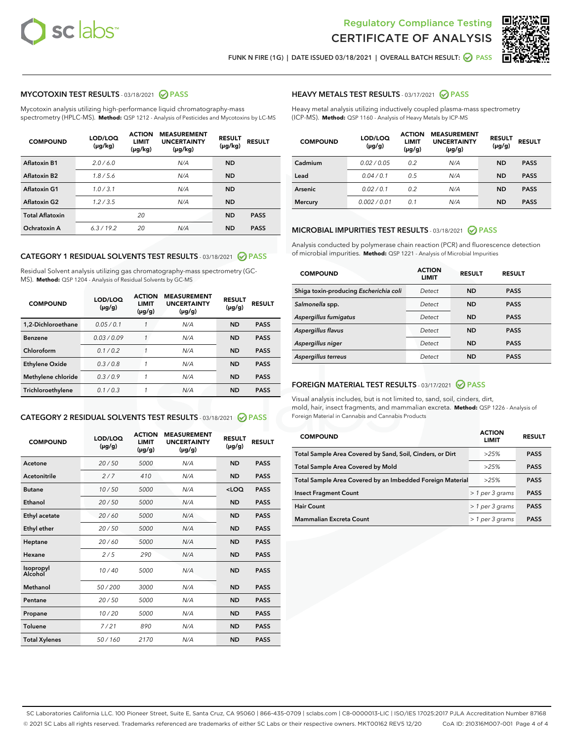Regulatory Compliance Testing
# CERTIFICATE OF ANALYSIS

FUNK N FIRE (1G) | DATE ISSUED 03/18/2021 | OVERALL BATCH RESULT: PASS

## MYCOTOXIN TEST RESULTS - 03/18/2021 PASS

Mycotoxin analysis utilizing high-performance liquid chromatography-mass spectrometry (HPLC-MS). **Method:** QSP 1212 - Analysis of Pesticides and Mycotoxins by LC-MS

| COMPOUND | LOD/LOQ (µg/kg) | ACTION LIMIT (µg/kg) | MEASUREMENT UNCERTAINTY (µg/kg) | RESULT (µg/kg) | RESULT |
|---|---|---|---|---|---|
| Aflatoxin B1 | 2.0 / 6.0 | | N/A | ND | |
| Aflatoxin B2 | 1.8 / 5.6 | | N/A | ND | |
| Aflatoxin G1 | 1.0 / 3.1 | | N/A | ND | |
| Aflatoxin G2 | 1.2 / 3.5 | | N/A | ND | |
| Total Aflatoxin | | 20 | | ND | PASS |
| Ochratoxin A | 6.3 / 19.2 | 20 | N/A | ND | PASS |

## CATEGORY 1 RESIDUAL SOLVENTS TEST RESULTS - 03/18/2021 PASS

Residual Solvent analysis utilizing gas chromatography-mass spectrometry (GC-MS). **Method:** QSP 1204 - Analysis of Residual Solvents by GC-MS

| COMPOUND | LOD/LOQ (µg/g) | ACTION LIMIT (µg/g) | MEASUREMENT UNCERTAINTY (µg/g) | RESULT (µg/g) | RESULT |
|---|---|---|---|---|---|
| 1,2-Dichloroethane | 0.05 / 0.1 | 1 | N/A | ND | PASS |
| Benzene | 0.03 / 0.09 | 1 | N/A | ND | PASS |
| Chloroform | 0.1 / 0.2 | 1 | N/A | ND | PASS |
| Ethylene Oxide | 0.3 / 0.8 | 1 | N/A | ND | PASS |
| Methylene chloride | 0.3 / 0.9 | 1 | N/A | ND | PASS |
| Trichloroethylene | 0.1 / 0.3 | 1 | N/A | ND | PASS |

## CATEGORY 2 RESIDUAL SOLVENTS TEST RESULTS - 03/18/2021 PASS

| COMPOUND | LOD/LOQ (µg/g) | ACTION LIMIT (µg/g) | MEASUREMENT UNCERTAINTY (µg/g) | RESULT (µg/g) | RESULT |
|---|---|---|---|---|---|
| Acetone | 20 / 50 | 5000 | N/A | ND | PASS |
| Acetonitrile | 2 / 7 | 410 | N/A | ND | PASS |
| Butane | 10 / 50 | 5000 | N/A | <LOQ | PASS |
| Ethanol | 20 / 50 | 5000 | N/A | ND | PASS |
| Ethyl acetate | 20 / 60 | 5000 | N/A | ND | PASS |
| Ethyl ether | 20 / 50 | 5000 | N/A | ND | PASS |
| Heptane | 20 / 60 | 5000 | N/A | ND | PASS |
| Hexane | 2 / 5 | 290 | N/A | ND | PASS |
| Isopropyl Alcohol | 10 / 40 | 5000 | N/A | ND | PASS |
| Methanol | 50 / 200 | 3000 | N/A | ND | PASS |
| Pentane | 20 / 50 | 5000 | N/A | ND | PASS |
| Propane | 10 / 20 | 5000 | N/A | ND | PASS |
| Toluene | 7 / 21 | 890 | N/A | ND | PASS |
| Total Xylenes | 50 / 160 | 2170 | N/A | ND | PASS |

## HEAVY METALS TEST RESULTS - 03/17/2021 PASS

Heavy metal analysis utilizing inductively coupled plasma-mass spectrometry (ICP-MS). **Method:** QSP 1160 - Analysis of Heavy Metals by ICP-MS

| COMPOUND | LOD/LOQ (µg/g) | ACTION LIMIT (µg/g) | MEASUREMENT UNCERTAINTY (µg/g) | RESULT (µg/g) | RESULT |
|---|---|---|---|---|---|
| Cadmium | 0.02 / 0.05 | 0.2 | N/A | ND | PASS |
| Lead | 0.04 / 0.1 | 0.5 | N/A | ND | PASS |
| Arsenic | 0.02 / 0.1 | 0.2 | N/A | ND | PASS |
| Mercury | 0.002 / 0.01 | 0.1 | N/A | ND | PASS |

## MICROBIAL IMPURITIES TEST RESULTS - 03/18/2021 PASS

Analysis conducted by polymerase chain reaction (PCR) and fluorescence detection of microbial impurities. **Method:** QSP 1221 - Analysis of Microbial Impurities

| COMPOUND | ACTION LIMIT | RESULT | RESULT |
|---|---|---|---|
| *Shiga toxin-producing Escherichia coli* | Detect | ND | PASS |
| *Salmonella* spp. | Detect | ND | PASS |
| *Aspergillus fumigatus* | Detect | ND | PASS |
| *Aspergillus flavus* | Detect | ND | PASS |
| *Aspergillus niger* | Detect | ND | PASS |
| *Aspergillus terreus* | Detect | ND | PASS |

## FOREIGN MATERIAL TEST RESULTS - 03/17/2021 PASS

Visual analysis includes, but is not limited to, sand, soil, cinders, dirt, mold, hair, insect fragments, and mammalian excreta. **Method:** QSP 1226 - Analysis of Foreign Material in Cannabis and Cannabis Products

| COMPOUND | ACTION LIMIT | RESULT |
|---|---|---|
| Total Sample Area Covered by Sand, Soil, Cinders, or Dirt | >25% | PASS |
| Total Sample Area Covered by Mold | >25% | PASS |
| Total Sample Area Covered by an Imbedded Foreign Material | >25% | PASS |
| Insect Fragment Count | > 1 per 3 grams | PASS |
| Hair Count | > 1 per 3 grams | PASS |
| Mammalian Excreta Count | > 1 per 3 grams | PASS |

SC Laboratories California LLC. 100 Pioneer Street, Suite E, Santa Cruz, CA 95060 | 866-435-0709 | sclabs.com | C8-0000013-LIC | ISO/IES 17025:2017 PJLA Accreditation Number 87168
© 2021 SC Labs all rights reserved. Trademarks referenced are trademarks of either SC Labs or their respective owners. MKT00162 REV5 12/20 CoA ID: 210316M007-001